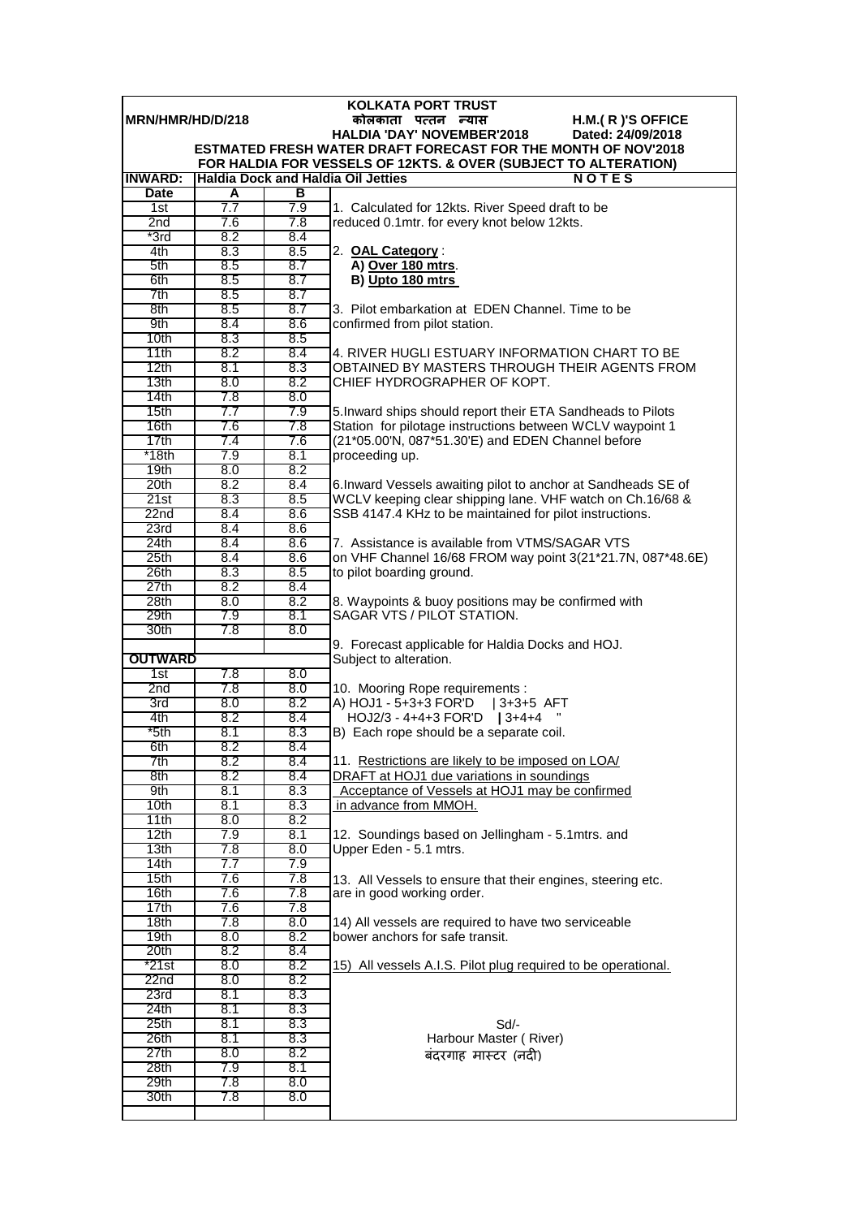# KOLKATA PORT TRUST

**MRN/HMR/HD/D/218** — **कोलकाता पत्तन न्यास** — **H.M.( R )'S OFFICE**

**HALDIA 'DAY' NOVEMBER'2018** — **Dated: 24/09/2018**

**ESTMATED FRESH WATER DRAFT FORECAST FOR THE MONTH OF NOV'2018**

**FOR HALDIA FOR VESSELS OF 12KTS. & OVER (SUBJECT TO ALTERATION)**

**INWARD: Haldia Dock and Haldia Oil Jetties**

| Date | A | B |
|---|---|---|
| 1st | 7.7 | 7.9 |
| 2nd | 7.6 | 7.8 |
| *3rd | 8.2 | 8.4 |
| 4th | 8.3 | 8.5 |
| 5th | 8.5 | 8.7 |
| 6th | 8.5 | 8.7 |
| 7th | 8.5 | 8.7 |
| 8th | 8.5 | 8.7 |
| 9th | 8.4 | 8.6 |
| 10th | 8.3 | 8.5 |
| 11th | 8.2 | 8.4 |
| 12th | 8.1 | 8.3 |
| 13th | 8.0 | 8.2 |
| 14th | 7.8 | 8.0 |
| 15th | 7.7 | 7.9 |
| 16th | 7.6 | 7.8 |
| 17th | 7.4 | 7.6 |
| *18th | 7.9 | 8.1 |
| 19th | 8.0 | 8.2 |
| 20th | 8.2 | 8.4 |
| 21st | 8.3 | 8.5 |
| 22nd | 8.4 | 8.6 |
| 23rd | 8.4 | 8.6 |
| 24th | 8.4 | 8.6 |
| 25th | 8.4 | 8.6 |
| 26th | 8.3 | 8.5 |
| 27th | 8.2 | 8.4 |
| 28th | 8.0 | 8.2 |
| 29th | 7.9 | 8.1 |
| 30th | 7.8 | 8.0 |

**OUTWARD**

| Date | A | B |
|---|---|---|
| 1st | 7.8 | 8.0 |
| 2nd | 7.8 | 8.0 |
| 3rd | 8.0 | 8.2 |
| 4th | 8.2 | 8.4 |
| *5th | 8.1 | 8.3 |
| 6th | 8.2 | 8.4 |
| 7th | 8.2 | 8.4 |
| 8th | 8.2 | 8.4 |
| 9th | 8.1 | 8.3 |
| 10th | 8.1 | 8.3 |
| 11th | 8.0 | 8.2 |
| 12th | 7.9 | 8.1 |
| 13th | 7.8 | 8.0 |
| 14th | 7.7 | 7.9 |
| 15th | 7.6 | 7.8 |
| 16th | 7.6 | 7.8 |
| 17th | 7.6 | 7.8 |
| 18th | 7.8 | 8.0 |
| 19th | 8.0 | 8.2 |
| 20th | 8.2 | 8.4 |
| *21st | 8.0 | 8.2 |
| 22nd | 8.0 | 8.2 |
| 23rd | 8.1 | 8.3 |
| 24th | 8.1 | 8.3 |
| 25th | 8.1 | 8.3 |
| 26th | 8.1 | 8.3 |
| 27th | 8.0 | 8.2 |
| 28th | 7.9 | 8.1 |
| 29th | 7.8 | 8.0 |
| 30th | 7.8 | 8.0 |

**NOTES**

1. Calculated for 12kts. River Speed draft to be reduced 0.1mtr. for every knot below 12kts.

2. **OAL Category** :
   **A) Over 180 mtrs**.
   **B) Upto 180 mtrs**

3. Pilot embarkation at EDEN Channel. Time to be confirmed from pilot station.

4. RIVER HUGLI ESTUARY INFORMATION CHART TO BE OBTAINED BY MASTERS THROUGH THEIR AGENTS FROM CHIEF HYDROGRAPHER OF KOPT.

5. Inward ships should report their ETA Sandheads to Pilots Station for pilotage instructions between WCLV waypoint 1 (21*05.00'N, 087*51.30'E) and EDEN Channel before proceeding up.

6. Inward Vessels awaiting pilot to anchor at Sandheads SE of WCLV keeping clear shipping lane. VHF watch on Ch.16/68 & SSB 4147.4 KHz to be maintained for pilot instructions.

7. Assistance is available from VTMS/SAGAR VTS on VHF Channel 16/68 FROM way point 3(21*21.7N, 087*48.6E) to pilot boarding ground.

8. Waypoints & buoy positions may be confirmed with SAGAR VTS / PILOT STATION.

9. Forecast applicable for Haldia Docks and HOJ. Subject to alteration.

10. Mooring Rope requirements :
A) HOJ1 - 5+3+3 FOR'D | 3+3+5 AFT
HOJ2/3 - 4+4+3 FOR'D | 3+4+4 "
B) Each rope should be a separate coil.

11. Restrictions are likely to be imposed on LOA/ DRAFT at HOJ1 due variations in soundings Acceptance of Vessels at HOJ1 may be confirmed in advance from MMOH.

12. Soundings based on Jellingham - 5.1mtrs. and Upper Eden - 5.1 mtrs.

13. All Vessels to ensure that their engines, steering etc. are in good working order.

14) All vessels are required to have two serviceable bower anchors for safe transit.

15) All vessels A.I.S. Pilot plug required to be operational.

Sd/-
Harbour Master ( River)
बंदरगाह मास्टर (नदी)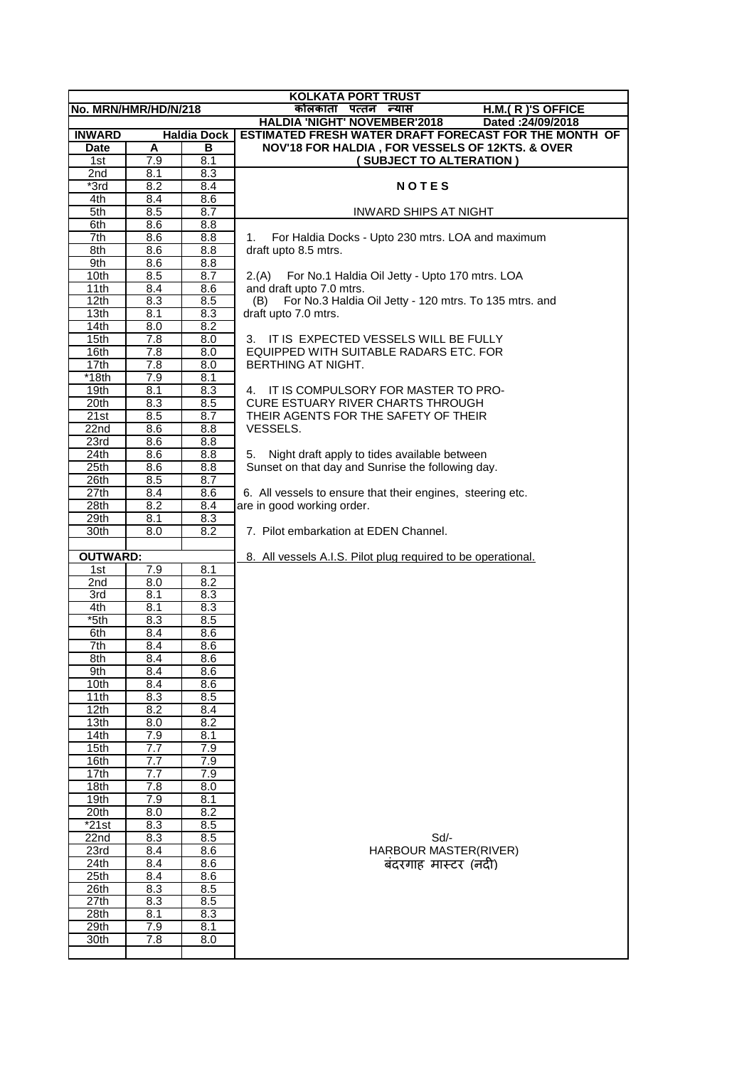# KOLKATA PORT TRUST

**No. MRN/HMR/HD/N/218** कोलकाता पत्तन न्यास **H.M.( R )'S OFFICE**

**HALDIA 'NIGHT' NOVEMBER'2018** Dated :24/09/2018

**ESTIMATED FRESH WATER DRAFT FORECAST FOR THE MONTH OF NOV'18 FOR HALDIA , FOR VESSELS OF 12KTS. & OVER**

**( SUBJECT TO ALTERATION )**

| INWARD | Haldia Dock | |
|---|---|---|
| Date | A | B |
| 1st | 7.9 | 8.1 |
| 2nd | 8.1 | 8.3 |
| *3rd | 8.2 | 8.4 |
| 4th | 8.4 | 8.6 |
| 5th | 8.5 | 8.7 |
| 6th | 8.6 | 8.8 |
| 7th | 8.6 | 8.8 |
| 8th | 8.6 | 8.8 |
| 9th | 8.6 | 8.8 |
| 10th | 8.5 | 8.7 |
| 11th | 8.4 | 8.6 |
| 12th | 8.3 | 8.5 |
| 13th | 8.1 | 8.3 |
| 14th | 8.0 | 8.2 |
| 15th | 7.8 | 8.0 |
| 16th | 7.8 | 8.0 |
| 17th | 7.8 | 8.0 |
| *18th | 7.9 | 8.1 |
| 19th | 8.1 | 8.3 |
| 20th | 8.3 | 8.5 |
| 21st | 8.5 | 8.7 |
| 22nd | 8.6 | 8.8 |
| 23rd | 8.6 | 8.8 |
| 24th | 8.6 | 8.8 |
| 25th | 8.6 | 8.8 |
| 26th | 8.5 | 8.7 |
| 27th | 8.4 | 8.6 |
| 28th | 8.2 | 8.4 |
| 29th | 8.1 | 8.3 |
| 30th | 8.0 | 8.2 |
| **OUTWARD:** | | |
| 1st | 7.9 | 8.1 |
| 2nd | 8.0 | 8.2 |
| 3rd | 8.1 | 8.3 |
| 4th | 8.1 | 8.3 |
| *5th | 8.3 | 8.5 |
| 6th | 8.4 | 8.6 |
| 7th | 8.4 | 8.6 |
| 8th | 8.4 | 8.6 |
| 9th | 8.4 | 8.6 |
| 10th | 8.4 | 8.6 |
| 11th | 8.3 | 8.5 |
| 12th | 8.2 | 8.4 |
| 13th | 8.0 | 8.2 |
| 14th | 7.9 | 8.1 |
| 15th | 7.7 | 7.9 |
| 16th | 7.7 | 7.9 |
| 17th | 7.7 | 7.9 |
| 18th | 7.8 | 8.0 |
| 19th | 7.9 | 8.1 |
| 20th | 8.0 | 8.2 |
| *21st | 8.3 | 8.5 |
| 22nd | 8.3 | 8.5 |
| 23rd | 8.4 | 8.6 |
| 24th | 8.4 | 8.6 |
| 25th | 8.4 | 8.6 |
| 26th | 8.3 | 8.5 |
| 27th | 8.3 | 8.5 |
| 28th | 8.1 | 8.3 |
| 29th | 7.9 | 8.1 |
| 30th | 7.8 | 8.0 |

## N O T E S

INWARD SHIPS AT NIGHT

1. For Haldia Docks - Upto 230 mtrs. LOA and maximum draft upto 8.5 mtrs.

2.(A) For No.1 Haldia Oil Jetty - Upto 170 mtrs. LOA and draft upto 7.0 mtrs.
  (B) For No.3 Haldia Oil Jetty - 120 mtrs. To 135 mtrs. and draft upto 7.0 mtrs.

3. IT IS EXPECTED VESSELS WILL BE FULLY EQUIPPED WITH SUITABLE RADARS ETC. FOR BERTHING AT NIGHT.

4. IT IS COMPULSORY FOR MASTER TO PROCURE ESTUARY RIVER CHARTS THROUGH THEIR AGENTS FOR THE SAFETY OF THEIR VESSELS.

5. Night draft apply to tides available between Sunset on that day and Sunrise the following day.

6. All vessels to ensure that their engines, steering etc. are in good working order.

7. Pilot embarkation at EDEN Channel.

8. All vessels A.I.S. Pilot plug required to be operational.

Sd/-
HARBOUR MASTER(RIVER)
बंदरगाह मास्टर (नदी)